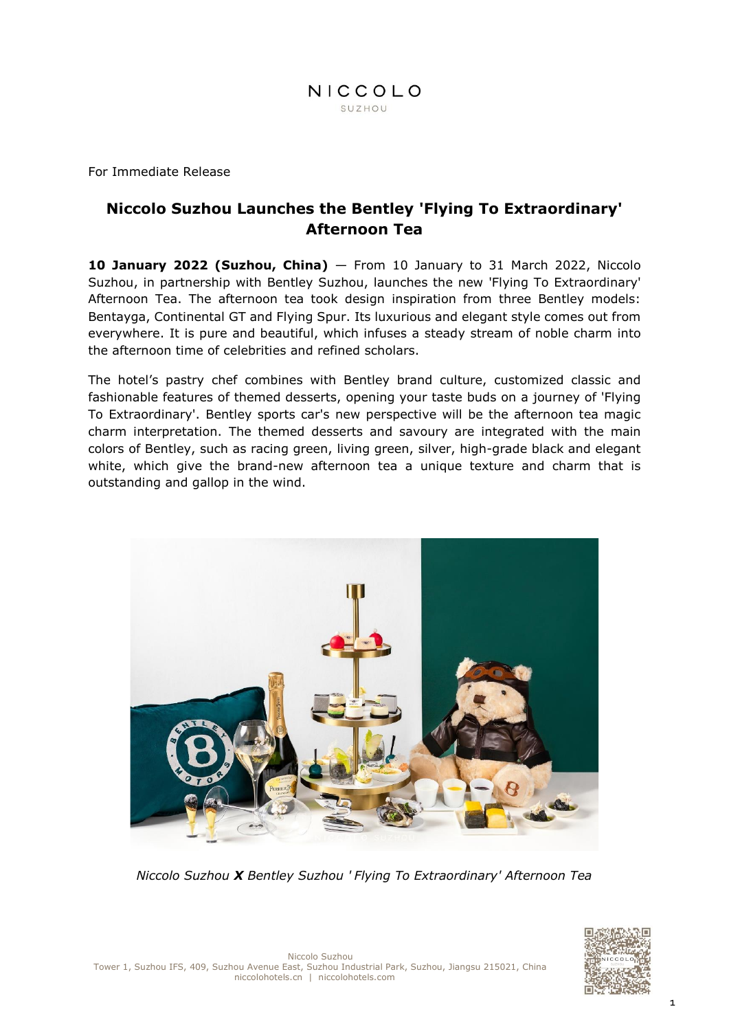NICCOLO
SUZHOU

For Immediate Release

# Niccolo Suzhou Launches the Bentley 'Flying To Extraordinary' Afternoon Tea

**10 January 2022 (Suzhou, China)** — From 10 January to 31 March 2022, Niccolo Suzhou, in partnership with Bentley Suzhou, launches the new 'Flying To Extraordinary' Afternoon Tea. The afternoon tea took design inspiration from three Bentley models: Bentayga, Continental GT and Flying Spur. Its luxurious and elegant style comes out from everywhere. It is pure and beautiful, which infuses a steady stream of noble charm into the afternoon time of celebrities and refined scholars.

The hotel's pastry chef combines with Bentley brand culture, customized classic and fashionable features of themed desserts, opening your taste buds on a journey of 'Flying To Extraordinary'. Bentley sports car's new perspective will be the afternoon tea magic charm interpretation. The themed desserts and savoury are integrated with the main colors of Bentley, such as racing green, living green, silver, high-grade black and elegant white, which give the brand-new afternoon tea a unique texture and charm that is outstanding and gallop in the wind.

*Niccolo Suzhou **X** Bentley Suzhou 'Flying To Extraordinary' Afternoon Tea*

Niccolo Suzhou
Tower 1, Suzhou IFS, 409, Suzhou Avenue East, Suzhou Industrial Park, Suzhou, Jiangsu 215021, China
niccolohotels.cn | niccolohotels.com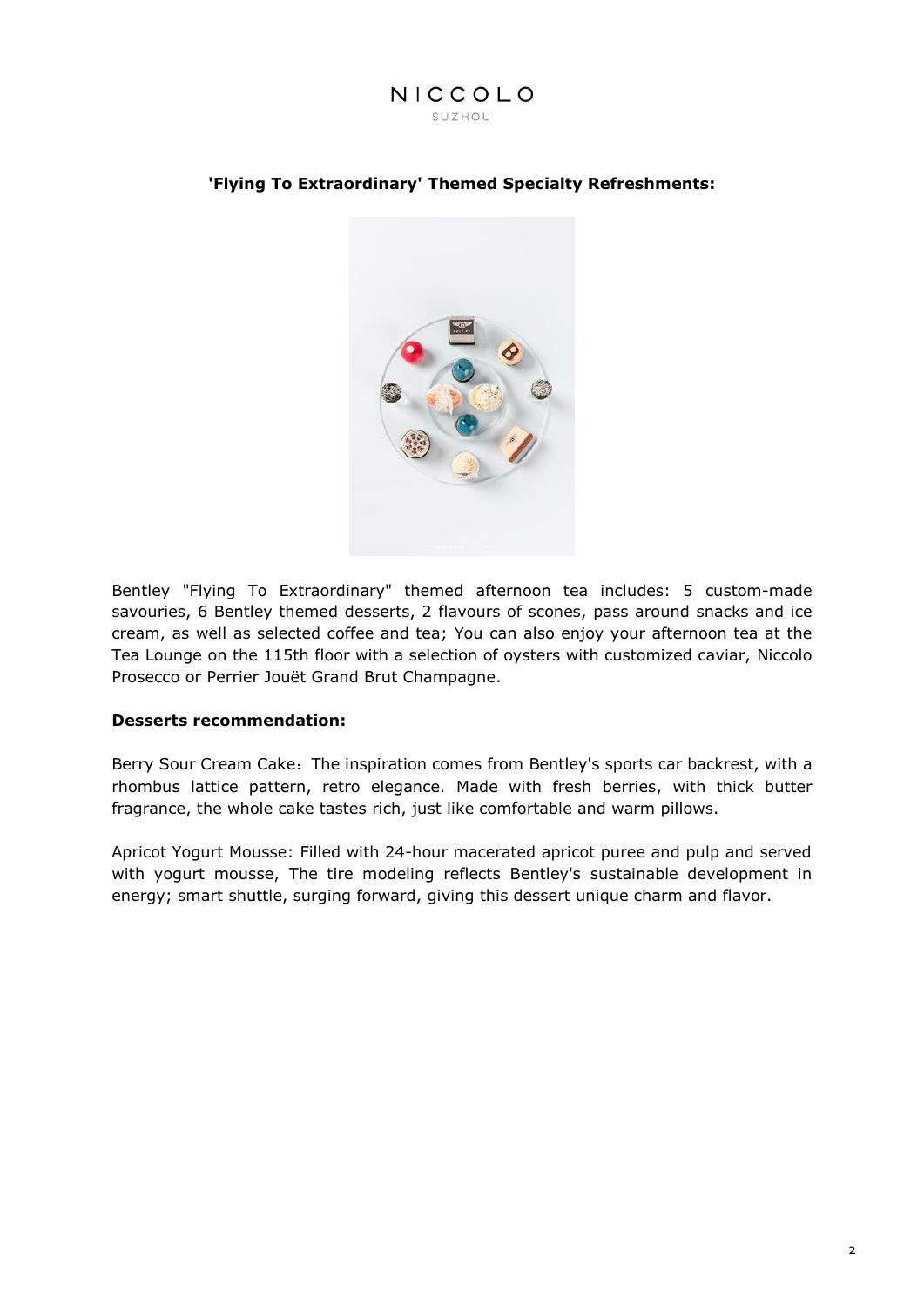**'Flying To Extraordinary' Themed Specialty Refreshments:**

Bentley "Flying To Extraordinary" themed afternoon tea includes: 5 custom-made savouries, 6 Bentley themed desserts, 2 flavours of scones, pass around snacks and ice cream, as well as selected coffee and tea; You can also enjoy your afternoon tea at the Tea Lounge on the 115th floor with a selection of oysters with customized caviar, Niccolo Prosecco or Perrier Jouët Grand Brut Champagne.

**Desserts recommendation:**

Berry Sour Cream Cake：The inspiration comes from Bentley's sports car backrest, with a rhombus lattice pattern, retro elegance. Made with fresh berries, with thick butter fragrance, the whole cake tastes rich, just like comfortable and warm pillows.

Apricot Yogurt Mousse: Filled with 24-hour macerated apricot puree and pulp and served with yogurt mousse, The tire modeling reflects Bentley's sustainable development in energy; smart shuttle, surging forward, giving this dessert unique charm and flavor.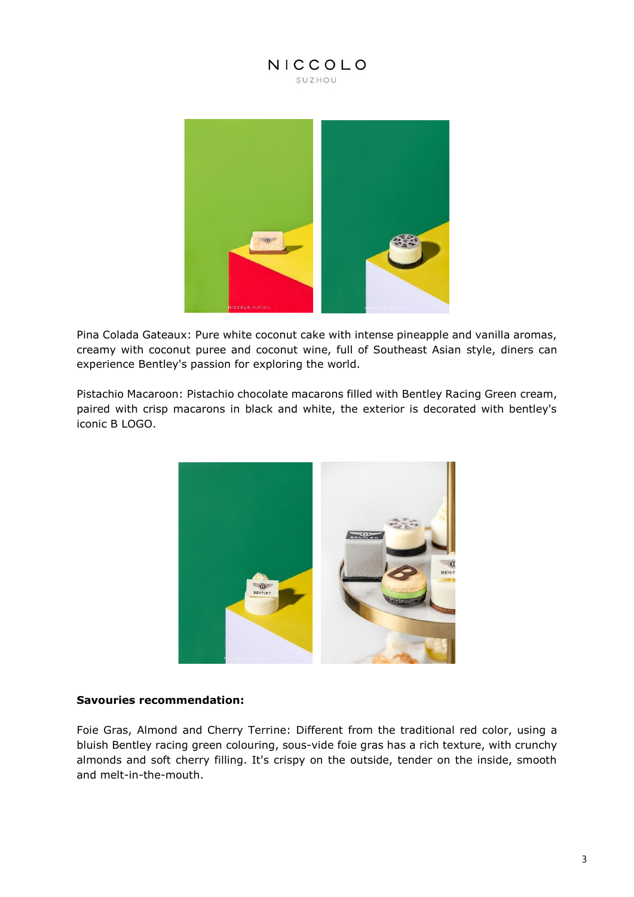Pina Colada Gateaux: Pure white coconut cake with intense pineapple and vanilla aromas, creamy with coconut puree and coconut wine, full of Southeast Asian style, diners can experience Bentley's passion for exploring the world.

Pistachio Macaroon: Pistachio chocolate macarons filled with Bentley Racing Green cream, paired with crisp macarons in black and white, the exterior is decorated with bentley's iconic B LOGO.

**Savouries recommendation:**

Foie Gras, Almond and Cherry Terrine: Different from the traditional red color, using a bluish Bentley racing green colouring, sous-vide foie gras has a rich texture, with crunchy almonds and soft cherry filling. It's crispy on the outside, tender on the inside, smooth and melt-in-the-mouth.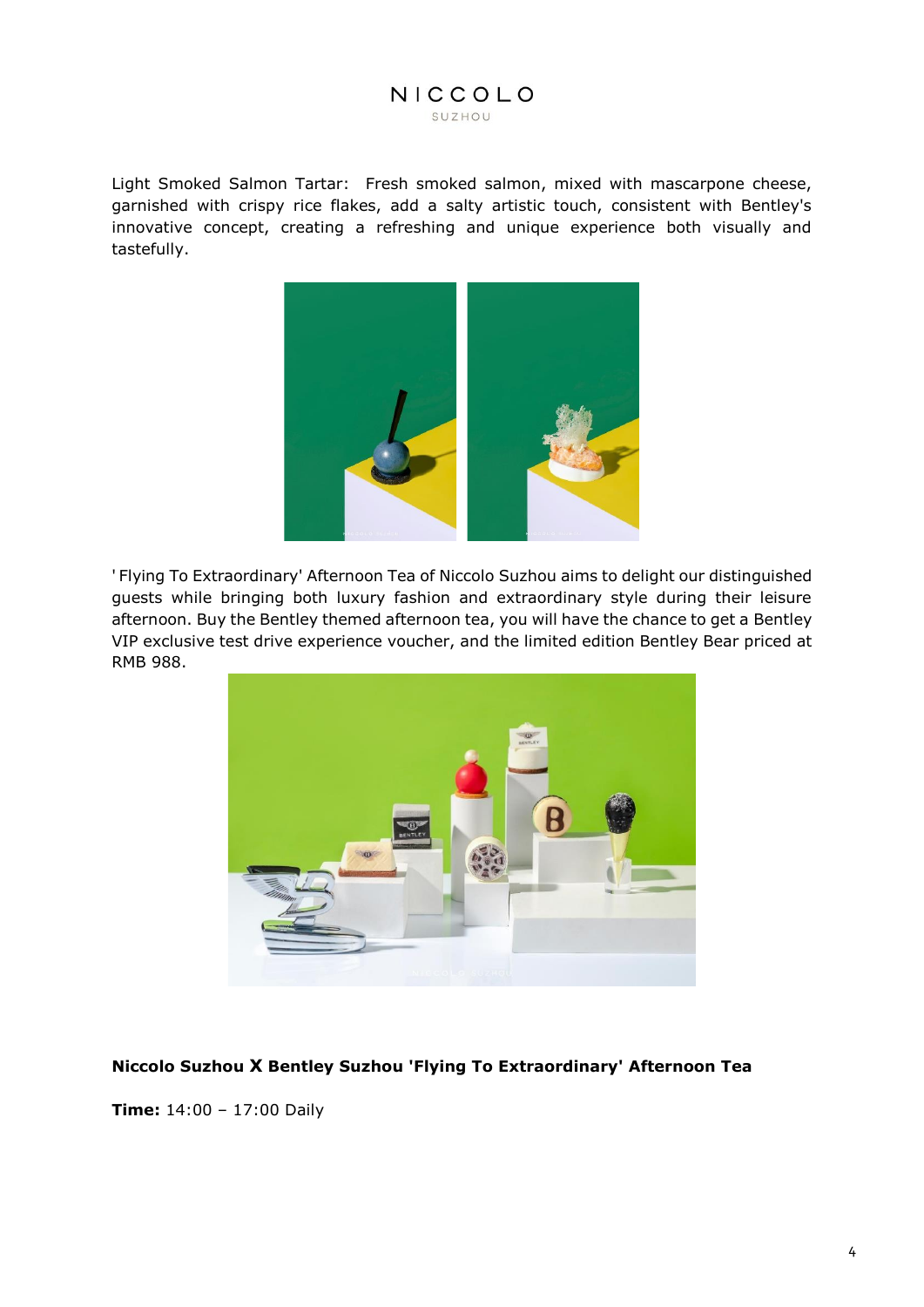Light Smoked Salmon Tartar: Fresh smoked salmon, mixed with mascarpone cheese, garnished with crispy rice flakes, add a salty artistic touch, consistent with Bentley's innovative concept, creating a refreshing and unique experience both visually and tastefully.

' Flying To Extraordinary' Afternoon Tea of Niccolo Suzhou aims to delight our distinguished guests while bringing both luxury fashion and extraordinary style during their leisure afternoon. Buy the Bentley themed afternoon tea, you will have the chance to get a Bentley VIP exclusive test drive experience voucher, and the limited edition Bentley Bear priced at RMB 988.

**Niccolo Suzhou X Bentley Suzhou 'Flying To Extraordinary' Afternoon Tea**

**Time:** 14:00 – 17:00 Daily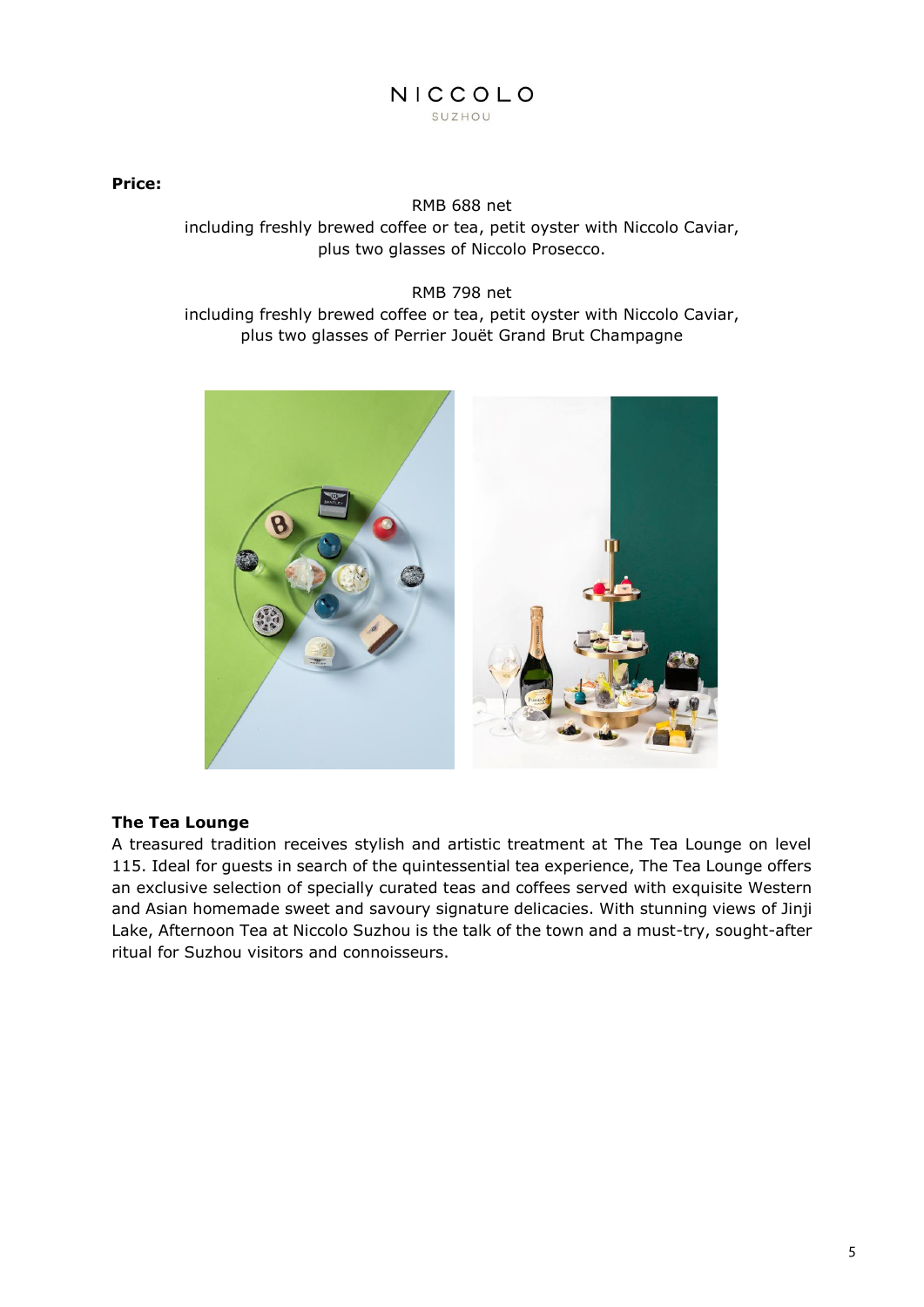**Price:**

RMB 688 net
including freshly brewed coffee or tea, petit oyster with Niccolo Caviar, plus two glasses of Niccolo Prosecco.

RMB 798 net
including freshly brewed coffee or tea, petit oyster with Niccolo Caviar, plus two glasses of Perrier Jouët Grand Brut Champagne

**The Tea Lounge**

A treasured tradition receives stylish and artistic treatment at The Tea Lounge on level 115. Ideal for guests in search of the quintessential tea experience, The Tea Lounge offers an exclusive selection of specially curated teas and coffees served with exquisite Western and Asian homemade sweet and savoury signature delicacies. With stunning views of Jinji Lake, Afternoon Tea at Niccolo Suzhou is the talk of the town and a must-try, sought-after ritual for Suzhou visitors and connoisseurs.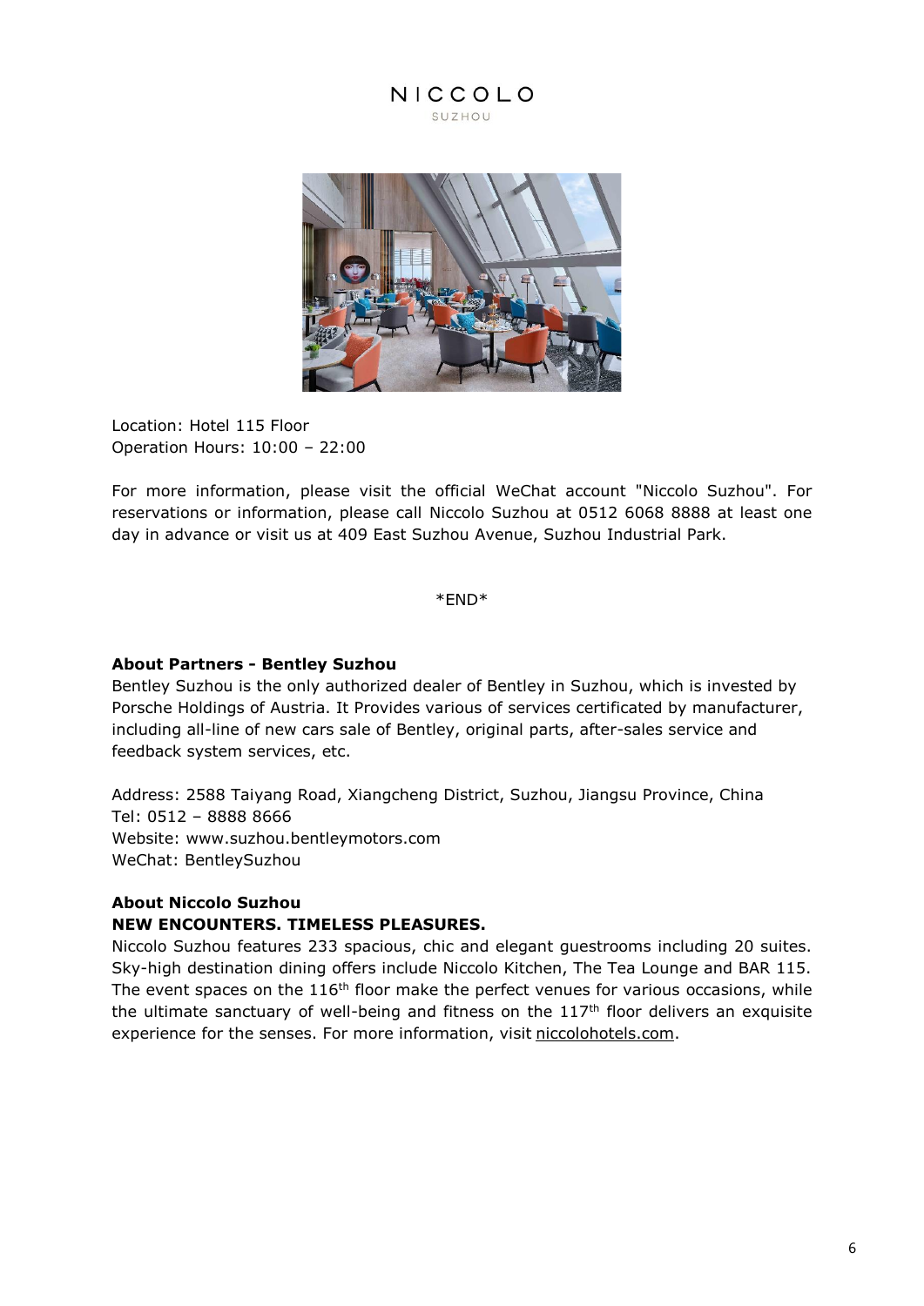NICCOLO
SUZHOU

Location: Hotel 115 Floor
Operation Hours: 10:00 – 22:00

For more information, please visit the official WeChat account "Niccolo Suzhou". For reservations or information, please call Niccolo Suzhou at 0512 6068 8888 at least one day in advance or visit us at 409 East Suzhou Avenue, Suzhou Industrial Park.

*END*

**About Partners - Bentley Suzhou**

Bentley Suzhou is the only authorized dealer of Bentley in Suzhou, which is invested by Porsche Holdings of Austria. It Provides various of services certificated by manufacturer, including all-line of new cars sale of Bentley, original parts, after-sales service and feedback system services, etc.

Address: 2588 Taiyang Road, Xiangcheng District, Suzhou, Jiangsu Province, China
Tel: 0512 – 8888 8666
Website: www.suzhou.bentleymotors.com
WeChat: BentleySuzhou

**About Niccolo Suzhou**

**NEW ENCOUNTERS. TIMELESS PLEASURES.**

Niccolo Suzhou features 233 spacious, chic and elegant guestrooms including 20 suites. Sky-high destination dining offers include Niccolo Kitchen, The Tea Lounge and BAR 115. The event spaces on the 116th floor make the perfect venues for various occasions, while the ultimate sanctuary of well-being and fitness on the 117th floor delivers an exquisite experience for the senses. For more information, visit niccolohotels.com.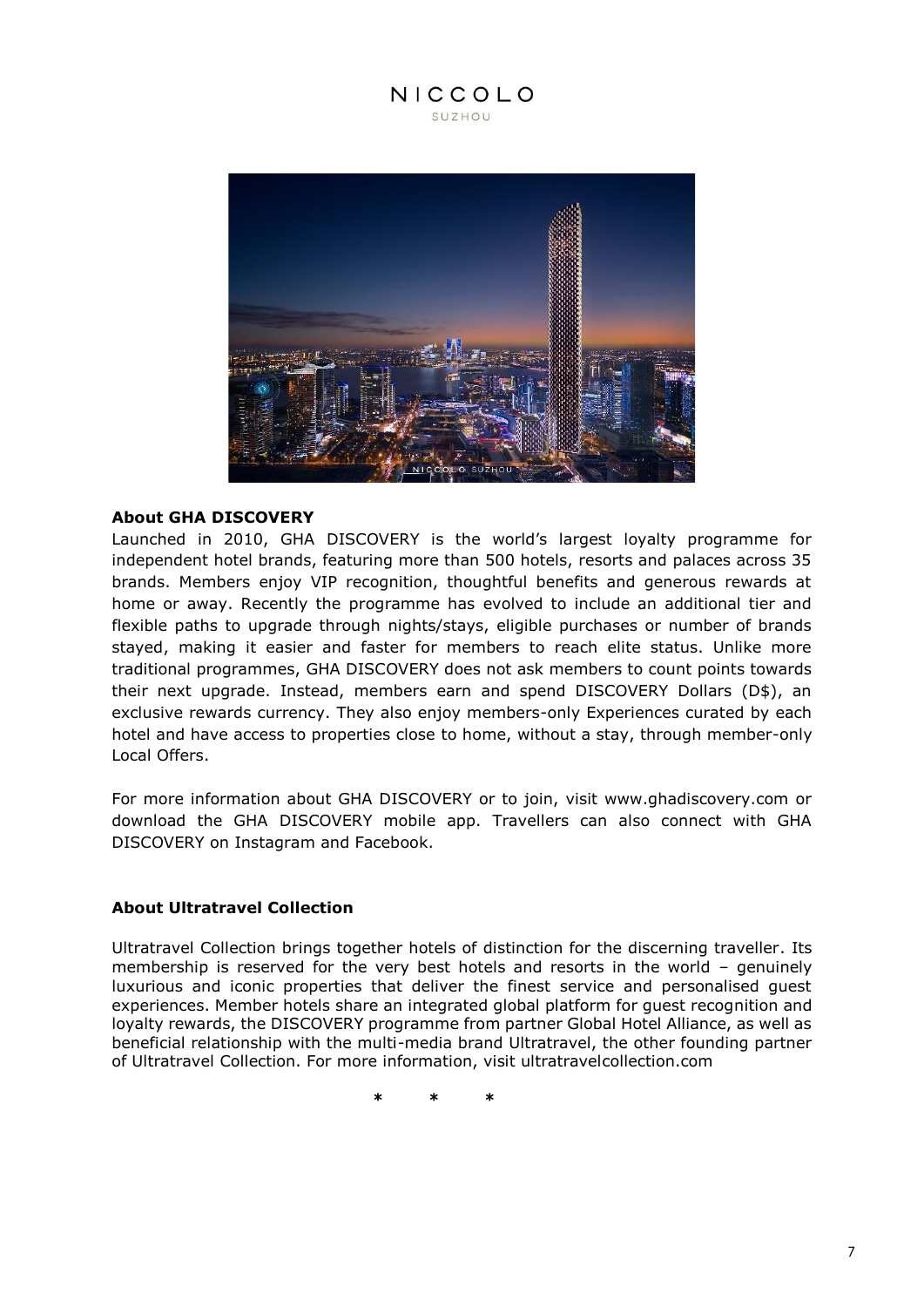## About GHA DISCOVERY

Launched in 2010, GHA DISCOVERY is the world's largest loyalty programme for independent hotel brands, featuring more than 500 hotels, resorts and palaces across 35 brands. Members enjoy VIP recognition, thoughtful benefits and generous rewards at home or away. Recently the programme has evolved to include an additional tier and flexible paths to upgrade through nights/stays, eligible purchases or number of brands stayed, making it easier and faster for members to reach elite status. Unlike more traditional programmes, GHA DISCOVERY does not ask members to count points towards their next upgrade. Instead, members earn and spend DISCOVERY Dollars (D$), an exclusive rewards currency. They also enjoy members-only Experiences curated by each hotel and have access to properties close to home, without a stay, through member-only Local Offers.

For more information about GHA DISCOVERY or to join, visit www.ghadiscovery.com or download the GHA DISCOVERY mobile app. Travellers can also connect with GHA DISCOVERY on Instagram and Facebook.

## About Ultratravel Collection

Ultratravel Collection brings together hotels of distinction for the discerning traveller. Its membership is reserved for the very best hotels and resorts in the world – genuinely luxurious and iconic properties that deliver the finest service and personalised guest experiences. Member hotels share an integrated global platform for guest recognition and loyalty rewards, the DISCOVERY programme from partner Global Hotel Alliance, as well as beneficial relationship with the multi-media brand Ultratravel, the other founding partner of Ultratravel Collection. For more information, visit ultratravelcollection.com

\* \* \*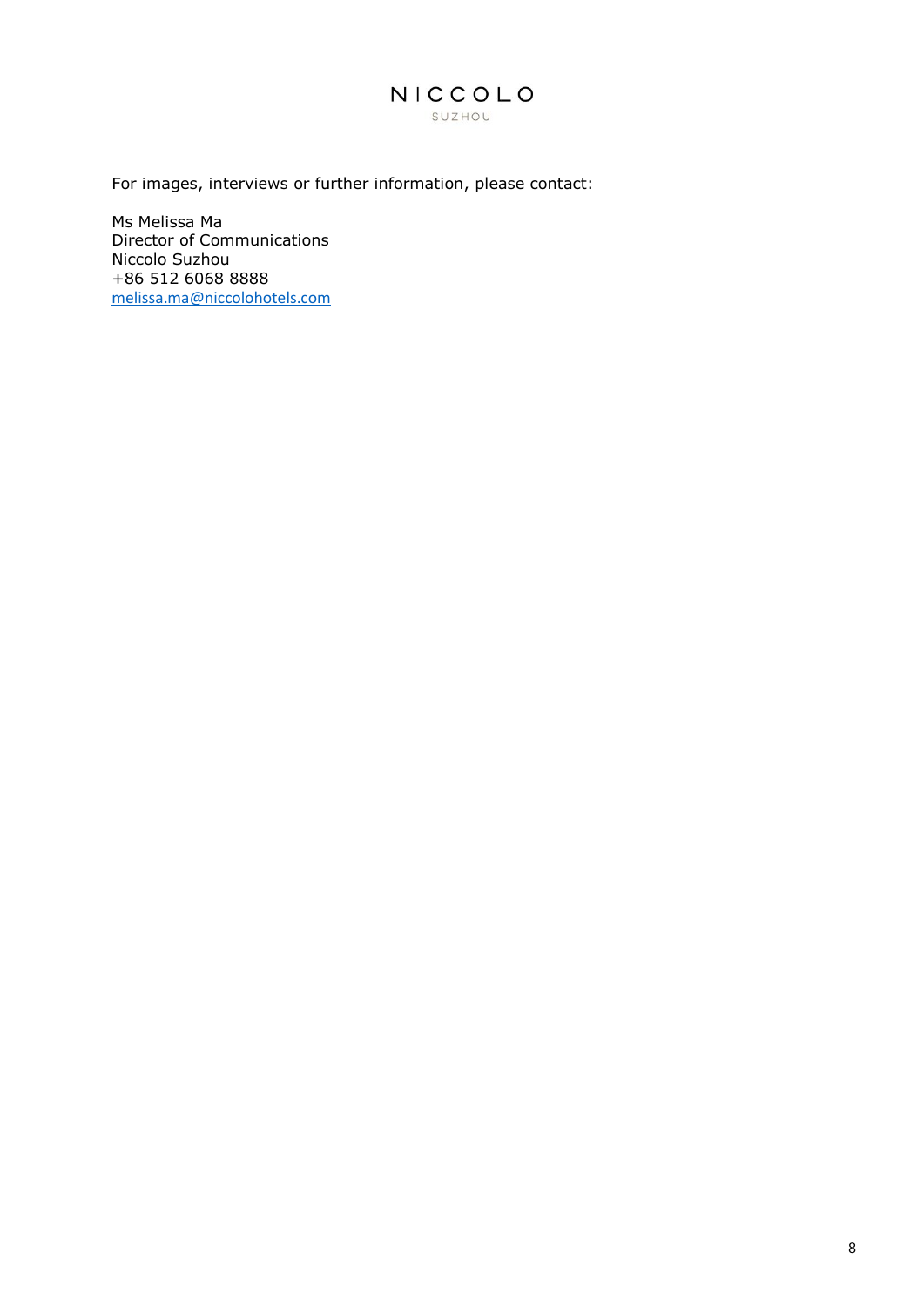NICCOLO
SUZHOU

For images, interviews or further information, please contact:

Ms Melissa Ma
Director of Communications
Niccolo Suzhou
+86 512 6068 8888
melissa.ma@niccolohotels.com